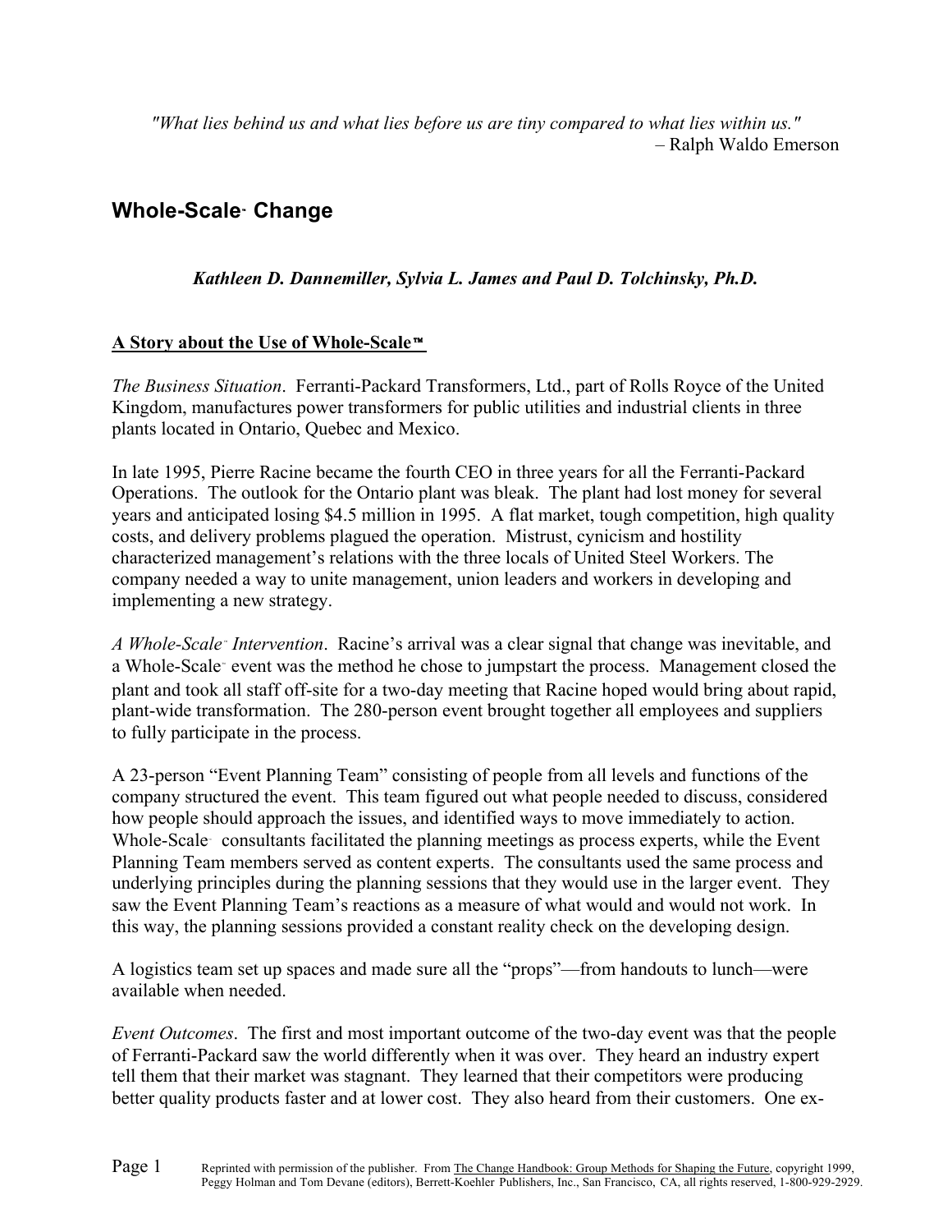*"What lies behind us and what lies before us are tiny compared to what lies within us."*
– Ralph Waldo Emerson

# Whole-Scale™ Change

***Kathleen D. Dannemiller, Sylvia L. James and Paul D. Tolchinsky, Ph.D.***

## A Story about the Use of Whole-Scale™

*The Business Situation*. Ferranti-Packard Transformers, Ltd., part of Rolls Royce of the United Kingdom, manufactures power transformers for public utilities and industrial clients in three plants located in Ontario, Quebec and Mexico.

In late 1995, Pierre Racine became the fourth CEO in three years for all the Ferranti-Packard Operations. The outlook for the Ontario plant was bleak. The plant had lost money for several years and anticipated losing $4.5 million in 1995. A flat market, tough competition, high quality costs, and delivery problems plagued the operation. Mistrust, cynicism and hostility characterized management's relations with the three locals of United Steel Workers. The company needed a way to unite management, union leaders and workers in developing and implementing a new strategy.

*A Whole-Scale™ Intervention*. Racine's arrival was a clear signal that change was inevitable, and a Whole-Scale™ event was the method he chose to jumpstart the process. Management closed the plant and took all staff off-site for a two-day meeting that Racine hoped would bring about rapid, plant-wide transformation. The 280-person event brought together all employees and suppliers to fully participate in the process.

A 23-person "Event Planning Team" consisting of people from all levels and functions of the company structured the event. This team figured out what people needed to discuss, considered how people should approach the issues, and identified ways to move immediately to action. Whole-Scale™ consultants facilitated the planning meetings as process experts, while the Event Planning Team members served as content experts. The consultants used the same process and underlying principles during the planning sessions that they would use in the larger event. They saw the Event Planning Team's reactions as a measure of what would and would not work. In this way, the planning sessions provided a constant reality check on the developing design.

A logistics team set up spaces and made sure all the "props"—from handouts to lunch—were available when needed.

*Event Outcomes*. The first and most important outcome of the two-day event was that the people of Ferranti-Packard saw the world differently when it was over. They heard an industry expert tell them that their market was stagnant. They learned that their competitors were producing better quality products faster and at lower cost. They also heard from their customers. One ex-

Reprinted with permission of the publisher. From The Change Handbook: Group Methods for Shaping the Future, copyright 1999, Peggy Holman and Tom Devane (editors), Berrett-Koehler Publishers, Inc., San Francisco, CA, all rights reserved, 1-800-929-2929.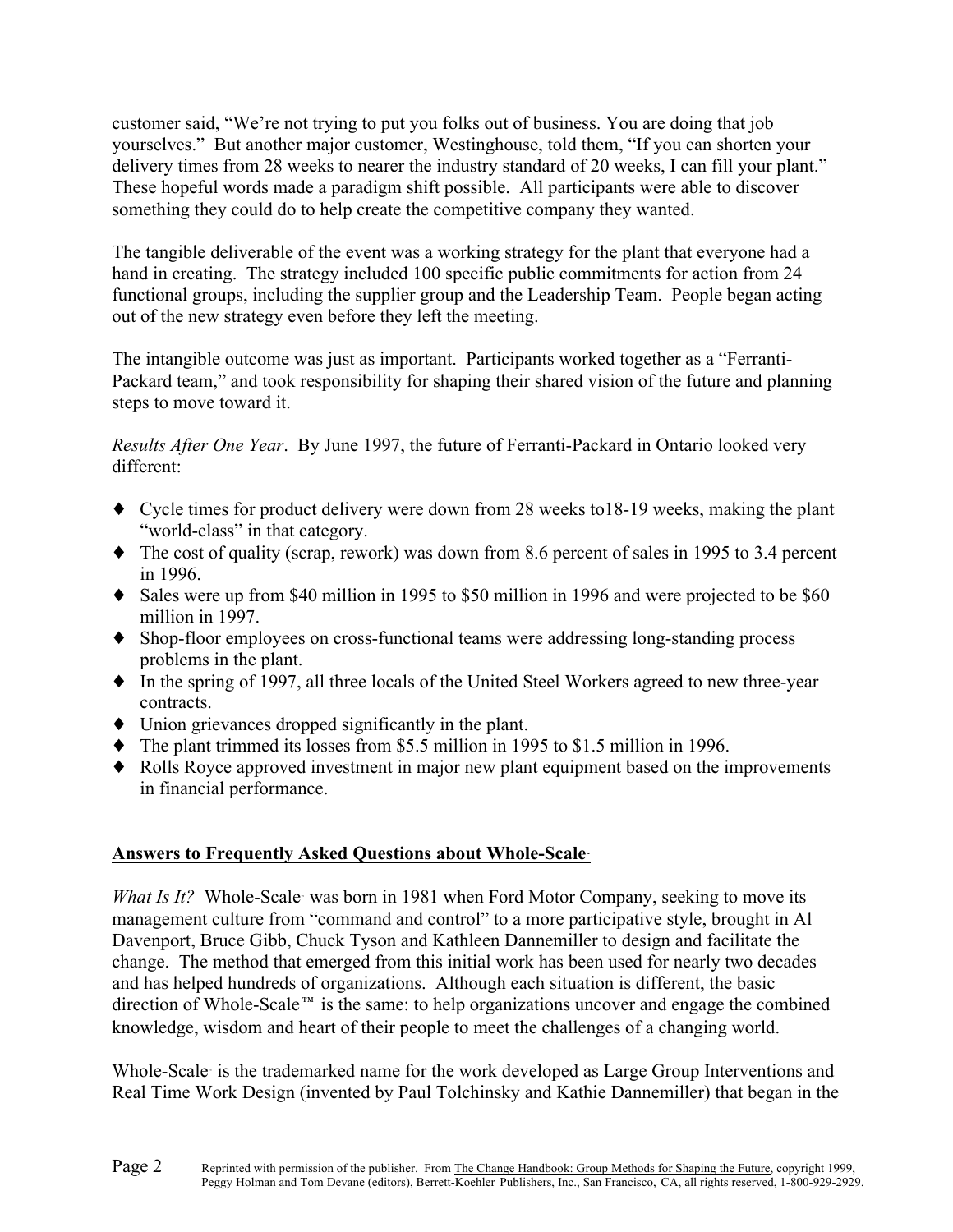customer said, "We're not trying to put you folks out of business. You are doing that job yourselves." But another major customer, Westinghouse, told them, "If you can shorten your delivery times from 28 weeks to nearer the industry standard of 20 weeks, I can fill your plant." These hopeful words made a paradigm shift possible. All participants were able to discover something they could do to help create the competitive company they wanted.

The tangible deliverable of the event was a working strategy for the plant that everyone had a hand in creating. The strategy included 100 specific public commitments for action from 24 functional groups, including the supplier group and the Leadership Team. People began acting out of the new strategy even before they left the meeting.

The intangible outcome was just as important. Participants worked together as a "Ferranti-Packard team," and took responsibility for shaping their shared vision of the future and planning steps to move toward it.

*Results After One Year*. By June 1997, the future of Ferranti-Packard in Ontario looked very different:

- Cycle times for product delivery were down from 28 weeks to18-19 weeks, making the plant "world-class" in that category.
- The cost of quality (scrap, rework) was down from 8.6 percent of sales in 1995 to 3.4 percent in 1996.
- Sales were up from $40 million in 1995 to $50 million in 1996 and were projected to be $60 million in 1997.
- Shop-floor employees on cross-functional teams were addressing long-standing process problems in the plant.
- In the spring of 1997, all three locals of the United Steel Workers agreed to new three-year contracts.
- Union grievances dropped significantly in the plant.
- The plant trimmed its losses from $5.5 million in 1995 to $1.5 million in 1996.
- Rolls Royce approved investment in major new plant equipment based on the improvements in financial performance.

## Answers to Frequently Asked Questions about Whole-Scale™

*What Is It?* Whole-Scale™ was born in 1981 when Ford Motor Company, seeking to move its management culture from "command and control" to a more participative style, brought in Al Davenport, Bruce Gibb, Chuck Tyson and Kathleen Dannemiller to design and facilitate the change. The method that emerged from this initial work has been used for nearly two decades and has helped hundreds of organizations. Although each situation is different, the basic direction of Whole-Scale™ is the same: to help organizations uncover and engage the combined knowledge, wisdom and heart of their people to meet the challenges of a changing world.

Whole-Scale™ is the trademarked name for the work developed as Large Group Interventions and Real Time Work Design (invented by Paul Tolchinsky and Kathie Dannemiller) that began in the

Reprinted with permission of the publisher. From The Change Handbook: Group Methods for Shaping the Future, copyright 1999, Peggy Holman and Tom Devane (editors), Berrett-Koehler Publishers, Inc., San Francisco, CA, all rights reserved, 1-800-929-2929.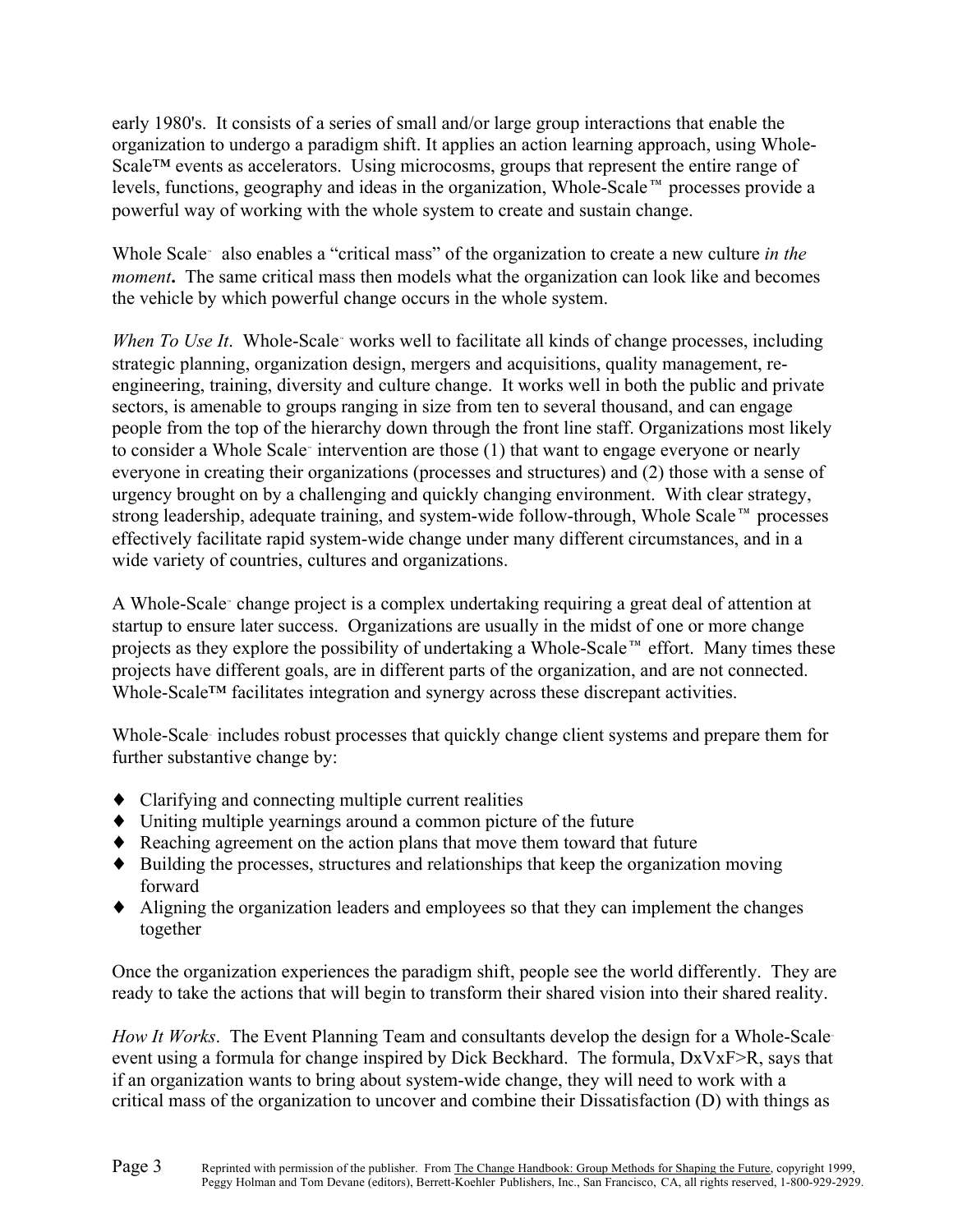early 1980's. It consists of a series of small and/or large group interactions that enable the organization to undergo a paradigm shift. It applies an action learning approach, using Whole-Scale™ events as accelerators. Using microcosms, groups that represent the entire range of levels, functions, geography and ideas in the organization, Whole-Scale™ processes provide a powerful way of working with the whole system to create and sustain change.

Whole Scale™ also enables a "critical mass" of the organization to create a new culture *in the moment***.** The same critical mass then models what the organization can look like and becomes the vehicle by which powerful change occurs in the whole system.

*When To Use It*. Whole-Scale™ works well to facilitate all kinds of change processes, including strategic planning, organization design, mergers and acquisitions, quality management, re-engineering, training, diversity and culture change. It works well in both the public and private sectors, is amenable to groups ranging in size from ten to several thousand, and can engage people from the top of the hierarchy down through the front line staff. Organizations most likely to consider a Whole Scale™ intervention are those (1) that want to engage everyone or nearly everyone in creating their organizations (processes and structures) and (2) those with a sense of urgency brought on by a challenging and quickly changing environment. With clear strategy, strong leadership, adequate training, and system-wide follow-through, Whole Scale™ processes effectively facilitate rapid system-wide change under many different circumstances, and in a wide variety of countries, cultures and organizations.

A Whole-Scale™ change project is a complex undertaking requiring a great deal of attention at startup to ensure later success. Organizations are usually in the midst of one or more change projects as they explore the possibility of undertaking a Whole-Scale™ effort. Many times these projects have different goals, are in different parts of the organization, and are not connected. Whole-Scale™ facilitates integration and synergy across these discrepant activities.

Whole-Scale™ includes robust processes that quickly change client systems and prepare them for further substantive change by:

- Clarifying and connecting multiple current realities
- Uniting multiple yearnings around a common picture of the future
- Reaching agreement on the action plans that move them toward that future
- Building the processes, structures and relationships that keep the organization moving forward
- Aligning the organization leaders and employees so that they can implement the changes together

Once the organization experiences the paradigm shift, people see the world differently. They are ready to take the actions that will begin to transform their shared vision into their shared reality.

*How It Works*. The Event Planning Team and consultants develop the design for a Whole-Scale™ event using a formula for change inspired by Dick Beckhard. The formula, DxVxF>R, says that if an organization wants to bring about system-wide change, they will need to work with a critical mass of the organization to uncover and combine their Dissatisfaction (D) with things as

Reprinted with permission of the publisher. From The Change Handbook: Group Methods for Shaping the Future, copyright 1999, Peggy Holman and Tom Devane (editors), Berrett-Koehler Publishers, Inc., San Francisco, CA, all rights reserved, 1-800-929-2929.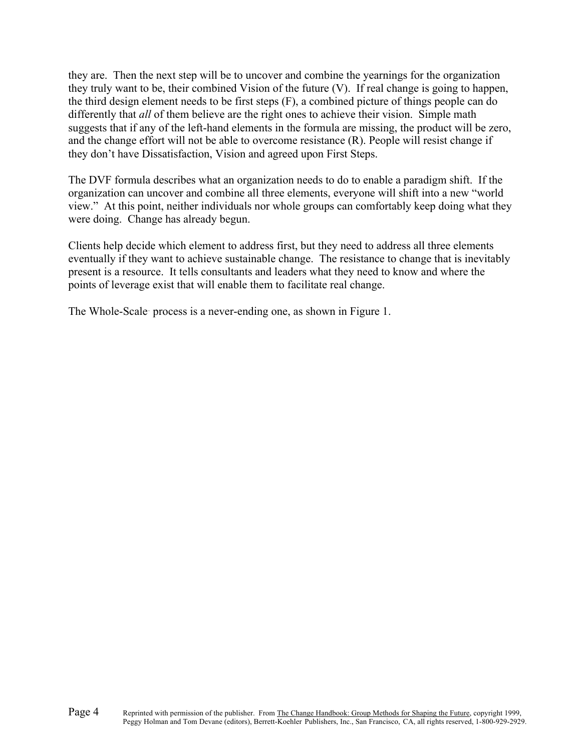they are. Then the next step will be to uncover and combine the yearnings for the organization they truly want to be, their combined Vision of the future (V). If real change is going to happen, the third design element needs to be first steps (F), a combined picture of things people can do differently that *all* of them believe are the right ones to achieve their vision. Simple math suggests that if any of the left-hand elements in the formula are missing, the product will be zero, and the change effort will not be able to overcome resistance (R). People will resist change if they don't have Dissatisfaction, Vision and agreed upon First Steps.

The DVF formula describes what an organization needs to do to enable a paradigm shift. If the organization can uncover and combine all three elements, everyone will shift into a new "world view." At this point, neither individuals nor whole groups can comfortably keep doing what they were doing. Change has already begun.

Clients help decide which element to address first, but they need to address all three elements eventually if they want to achieve sustainable change. The resistance to change that is inevitably present is a resource. It tells consultants and leaders what they need to know and where the points of leverage exist that will enable them to facilitate real change.

The Whole-Scale process is a never-ending one, as shown in Figure 1.

Reprinted with permission of the publisher. From The Change Handbook: Group Methods for Shaping the Future, copyright 1999, Peggy Holman and Tom Devane (editors), Berrett-Koehler Publishers, Inc., San Francisco, CA, all rights reserved, 1-800-929-2929.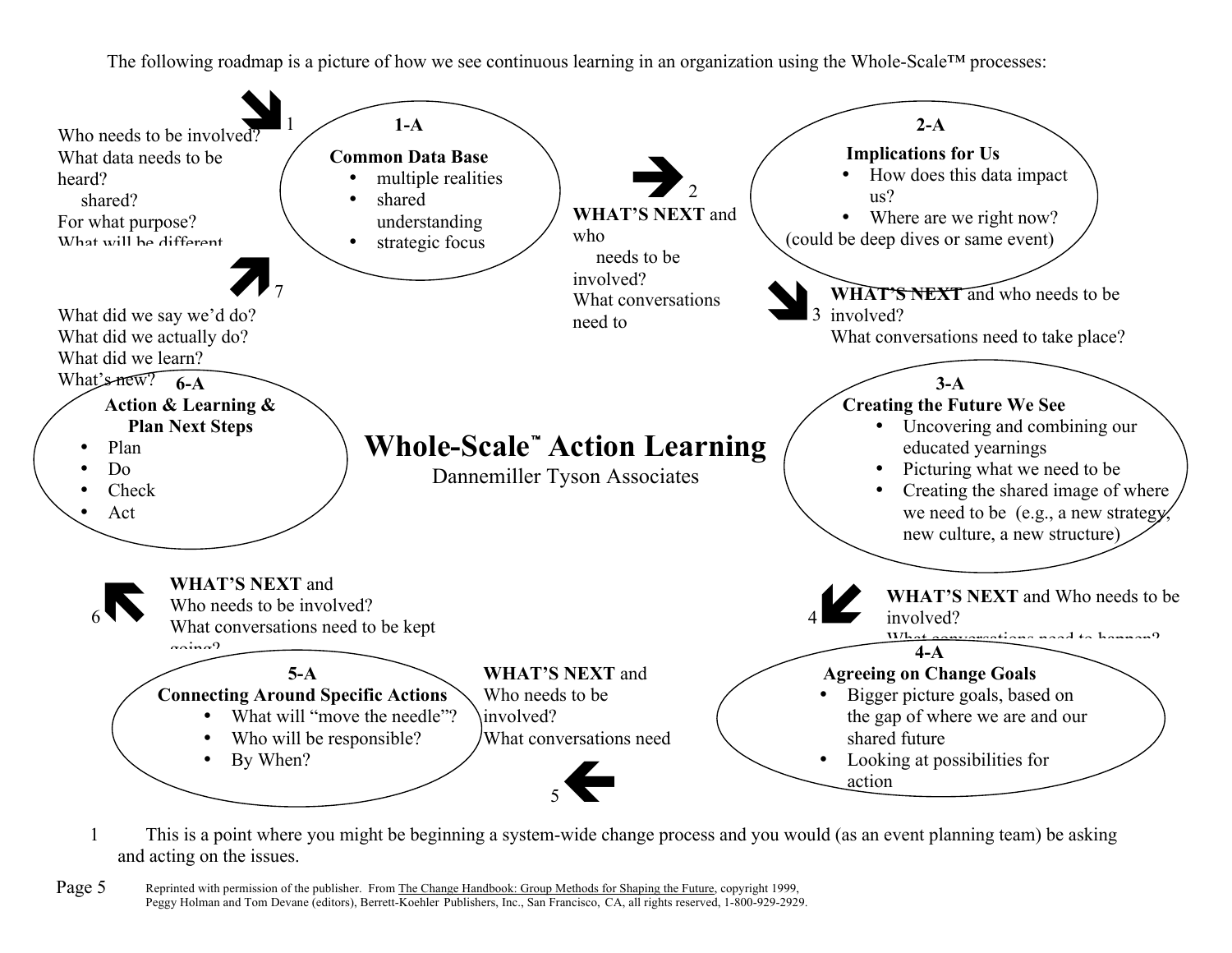The following roadmap is a picture of how we see continuous learning in an organization using the Whole-Scale™ processes:

# Whole-Scale™ Action Learning

Dannemiller Tyson Associates

**1** [1]

Who needs to be involved?
What data needs to be heard?
shared?
For what purpose?
What will be different

**1-A**

**Common Data Base**

- multiple realities
- shared understanding
- strategic focus

**2**

**WHAT'S NEXT** and who needs to be involved?
What conversations need to

**2-A**

**Implications for Us**

- How does this data impact us?
- Where are we right now?

(could be deep dives or same event)

**3**

**WHAT'S NEXT** and who needs to be involved?
What conversations need to take place?

**3-A**

**Creating the Future We See**

- Uncovering and combining our educated yearnings
- Picturing what we need to be
- Creating the shared image of where we need to be (e.g., a new strategy, new culture, a new structure)

**4**

**WHAT'S NEXT** and Who needs to be involved?
What conversations need to happen?

**4-A**

**Agreeing on Change Goals**

- Bigger picture goals, based on the gap of where we are and our shared future
- Looking at possibilities for action

**5**

**WHAT'S NEXT** and Who needs to be involved?
What conversations need

**5-A**

**Connecting Around Specific Actions**

- What will "move the needle"?
- Who will be responsible?
- By When?

**6**

**WHAT'S NEXT** and
Who needs to be involved?
What conversations need to be kept going?

**6-A**

**Action & Learning & Plan Next Steps**

- Plan
- Do
- Check
- Act

**7**

What did we say we'd do?
What did we actually do?
What did we learn?
What's new?

---

1 This is a point where you might be beginning a system-wide change process and you would (as an event planning team) be asking and acting on the issues.

Reprinted with permission of the publisher. From The Change Handbook: Group Methods for Shaping the Future, copyright 1999, Peggy Holman and Tom Devane (editors), Berrett-Koehler Publishers, Inc., San Francisco, CA, all rights reserved, 1-800-929-2929.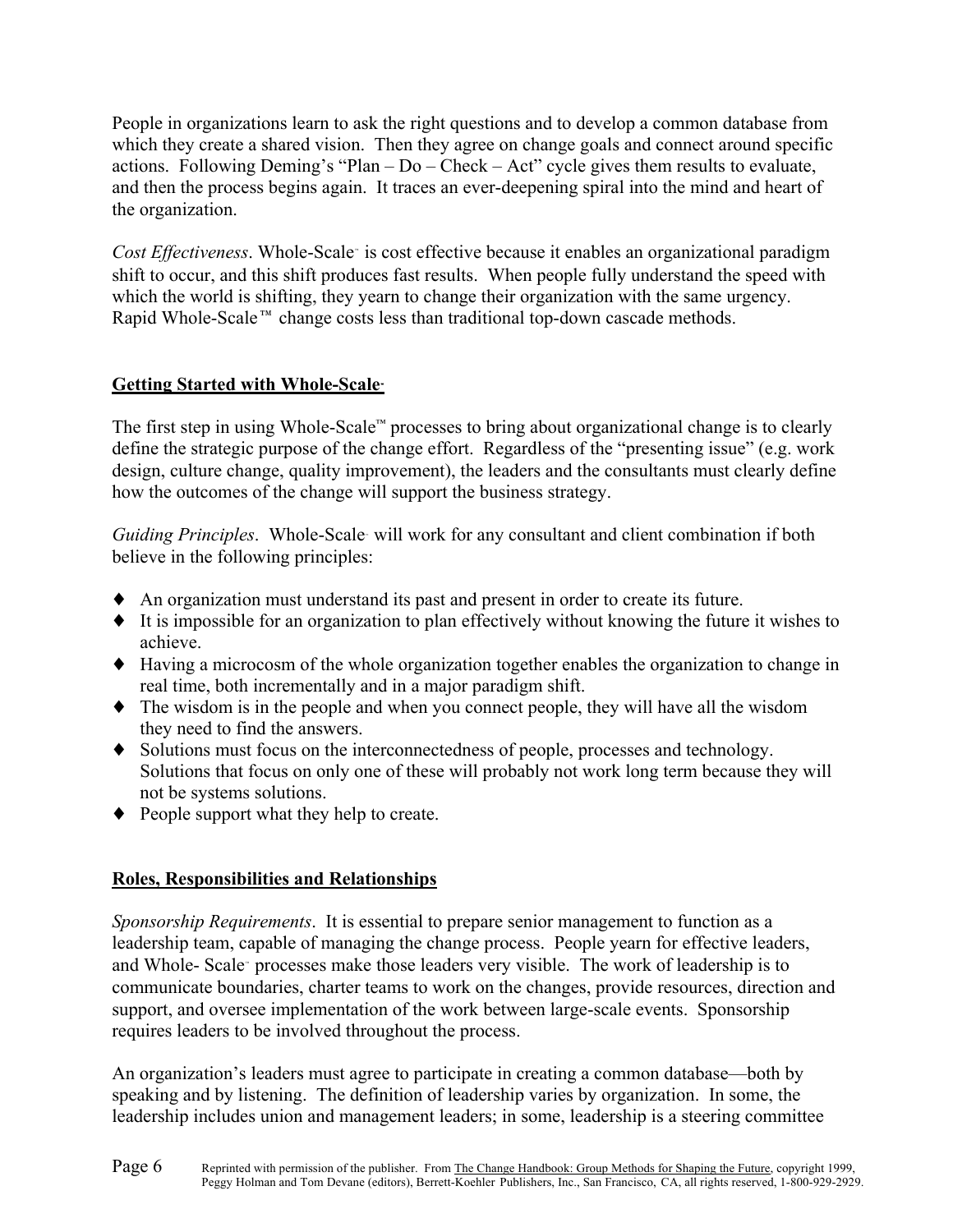People in organizations learn to ask the right questions and to develop a common database from which they create a shared vision. Then they agree on change goals and connect around specific actions. Following Deming's "Plan – Do – Check – Act" cycle gives them results to evaluate, and then the process begins again. It traces an ever-deepening spiral into the mind and heart of the organization.

*Cost Effectiveness*. Whole-Scale™ is cost effective because it enables an organizational paradigm shift to occur, and this shift produces fast results. When people fully understand the speed with which the world is shifting, they yearn to change their organization with the same urgency. Rapid Whole-Scale™ change costs less than traditional top-down cascade methods.

## Getting Started with Whole-Scale™

The first step in using Whole-Scale™ processes to bring about organizational change is to clearly define the strategic purpose of the change effort. Regardless of the "presenting issue" (e.g. work design, culture change, quality improvement), the leaders and the consultants must clearly define how the outcomes of the change will support the business strategy.

*Guiding Principles*. Whole-Scale™ will work for any consultant and client combination if both believe in the following principles:

- An organization must understand its past and present in order to create its future.
- It is impossible for an organization to plan effectively without knowing the future it wishes to achieve.
- Having a microcosm of the whole organization together enables the organization to change in real time, both incrementally and in a major paradigm shift.
- The wisdom is in the people and when you connect people, they will have all the wisdom they need to find the answers.
- Solutions must focus on the interconnectedness of people, processes and technology. Solutions that focus on only one of these will probably not work long term because they will not be systems solutions.
- People support what they help to create.

## Roles, Responsibilities and Relationships

*Sponsorship Requirements*. It is essential to prepare senior management to function as a leadership team, capable of managing the change process. People yearn for effective leaders, and Whole- Scale™ processes make those leaders very visible. The work of leadership is to communicate boundaries, charter teams to work on the changes, provide resources, direction and support, and oversee implementation of the work between large-scale events. Sponsorship requires leaders to be involved throughout the process.

An organization's leaders must agree to participate in creating a common database—both by speaking and by listening. The definition of leadership varies by organization. In some, the leadership includes union and management leaders; in some, leadership is a steering committee

Reprinted with permission of the publisher. From The Change Handbook: Group Methods for Shaping the Future, copyright 1999, Peggy Holman and Tom Devane (editors), Berrett-Koehler Publishers, Inc., San Francisco, CA, all rights reserved, 1-800-929-2929.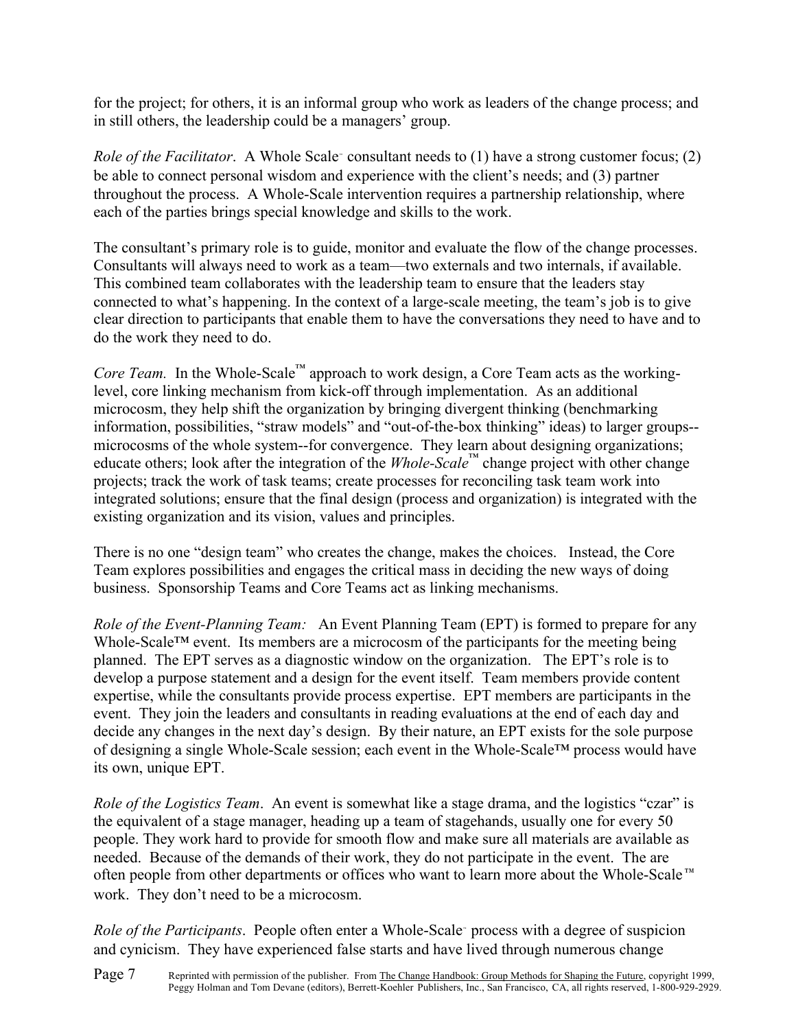for the project; for others, it is an informal group who work as leaders of the change process; and in still others, the leadership could be a managers' group.

*Role of the Facilitator*. A Whole Scale™ consultant needs to (1) have a strong customer focus; (2) be able to connect personal wisdom and experience with the client's needs; and (3) partner throughout the process. A Whole-Scale intervention requires a partnership relationship, where each of the parties brings special knowledge and skills to the work.

The consultant's primary role is to guide, monitor and evaluate the flow of the change processes. Consultants will always need to work as a team—two externals and two internals, if available. This combined team collaborates with the leadership team to ensure that the leaders stay connected to what's happening. In the context of a large-scale meeting, the team's job is to give clear direction to participants that enable them to have the conversations they need to have and to do the work they need to do.

*Core Team.* In the Whole-Scale™ approach to work design, a Core Team acts as the working-level, core linking mechanism from kick-off through implementation. As an additional microcosm, they help shift the organization by bringing divergent thinking (benchmarking information, possibilities, "straw models" and "out-of-the-box thinking" ideas) to larger groups--microcosms of the whole system--for convergence. They learn about designing organizations; educate others; look after the integration of the *Whole-Scale*™ change project with other change projects; track the work of task teams; create processes for reconciling task team work into integrated solutions; ensure that the final design (process and organization) is integrated with the existing organization and its vision, values and principles.

There is no one "design team" who creates the change, makes the choices. Instead, the Core Team explores possibilities and engages the critical mass in deciding the new ways of doing business. Sponsorship Teams and Core Teams act as linking mechanisms.

*Role of the Event-Planning Team:* An Event Planning Team (EPT) is formed to prepare for any Whole-Scale™ event. Its members are a microcosm of the participants for the meeting being planned. The EPT serves as a diagnostic window on the organization. The EPT's role is to develop a purpose statement and a design for the event itself. Team members provide content expertise, while the consultants provide process expertise. EPT members are participants in the event. They join the leaders and consultants in reading evaluations at the end of each day and decide any changes in the next day's design. By their nature, an EPT exists for the sole purpose of designing a single Whole-Scale session; each event in the Whole-Scale™ process would have its own, unique EPT.

*Role of the Logistics Team*. An event is somewhat like a stage drama, and the logistics "czar" is the equivalent of a stage manager, heading up a team of stagehands, usually one for every 50 people. They work hard to provide for smooth flow and make sure all materials are available as needed. Because of the demands of their work, they do not participate in the event. The are often people from other departments or offices who want to learn more about the Whole-Scale™ work. They don't need to be a microcosm.

*Role of the Participants*. People often enter a Whole-Scale™ process with a degree of suspicion and cynicism. They have experienced false starts and have lived through numerous change

Reprinted with permission of the publisher. From The Change Handbook: Group Methods for Shaping the Future, copyright 1999, Peggy Holman and Tom Devane (editors), Berrett-Koehler Publishers, Inc., San Francisco, CA, all rights reserved, 1-800-929-2929.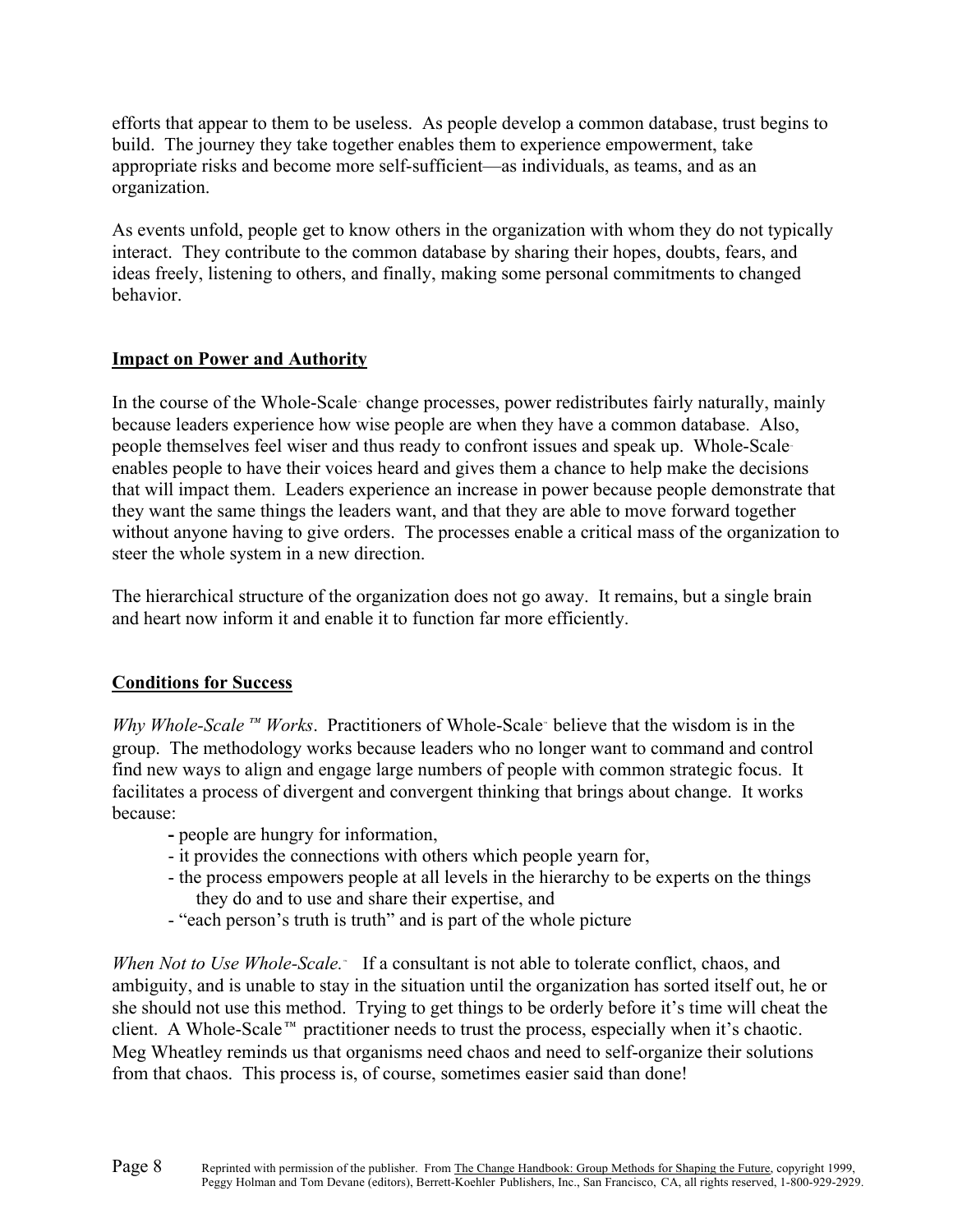efforts that appear to them to be useless. As people develop a common database, trust begins to build. The journey they take together enables them to experience empowerment, take appropriate risks and become more self-sufficient—as individuals, as teams, and as an organization.

As events unfold, people get to know others in the organization with whom they do not typically interact. They contribute to the common database by sharing their hopes, doubts, fears, and ideas freely, listening to others, and finally, making some personal commitments to changed behavior.

## Impact on Power and Authority

In the course of the Whole-Scale™ change processes, power redistributes fairly naturally, mainly because leaders experience how wise people are when they have a common database. Also, people themselves feel wiser and thus ready to confront issues and speak up. Whole-Scale™ enables people to have their voices heard and gives them a chance to help make the decisions that will impact them. Leaders experience an increase in power because people demonstrate that they want the same things the leaders want, and that they are able to move forward together without anyone having to give orders. The processes enable a critical mass of the organization to steer the whole system in a new direction.

The hierarchical structure of the organization does not go away. It remains, but a single brain and heart now inform it and enable it to function far more efficiently.

## Conditions for Success

*Why Whole-Scale™ Works*. Practitioners of Whole-Scale™ believe that the wisdom is in the group. The methodology works because leaders who no longer want to command and control find new ways to align and engage large numbers of people with common strategic focus. It facilitates a process of divergent and convergent thinking that brings about change. It works because:

- people are hungry for information,
- it provides the connections with others which people yearn for,
- the process empowers people at all levels in the hierarchy to be experts on the things they do and to use and share their expertise, and
- "each person's truth is truth" and is part of the whole picture

*When Not to Use Whole-Scale.™* If a consultant is not able to tolerate conflict, chaos, and ambiguity, and is unable to stay in the situation until the organization has sorted itself out, he or she should not use this method. Trying to get things to be orderly before it's time will cheat the client. A Whole-Scale™ practitioner needs to trust the process, especially when it's chaotic. Meg Wheatley reminds us that organisms need chaos and need to self-organize their solutions from that chaos. This process is, of course, sometimes easier said than done!

Reprinted with permission of the publisher. From The Change Handbook: Group Methods for Shaping the Future, copyright 1999, Peggy Holman and Tom Devane (editors), Berrett-Koehler Publishers, Inc., San Francisco, CA, all rights reserved, 1-800-929-2929.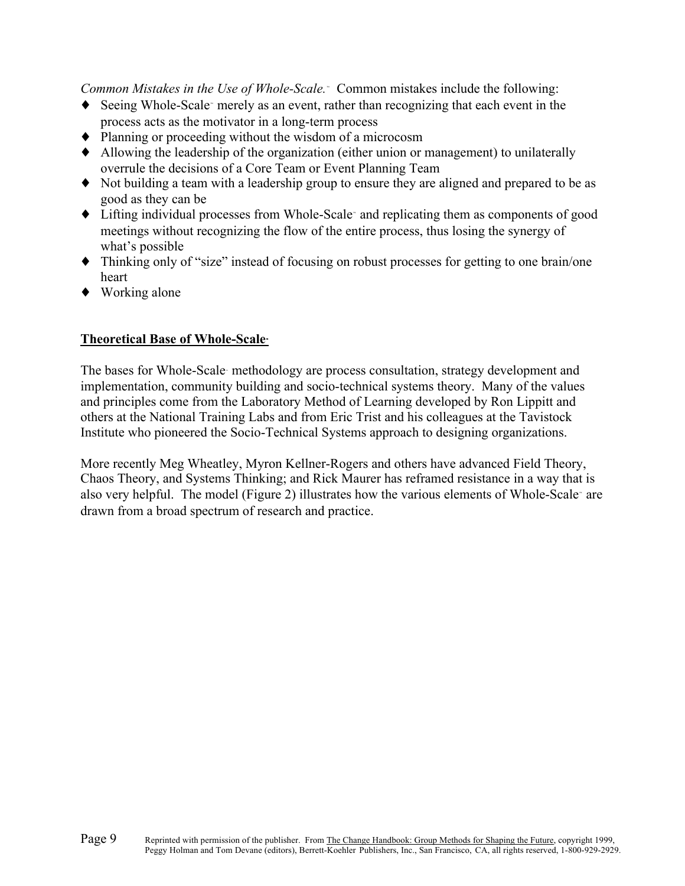*Common Mistakes in the Use of Whole-Scale.™* Common mistakes include the following:

- Seeing Whole-Scale™ merely as an event, rather than recognizing that each event in the process acts as the motivator in a long-term process
- Planning or proceeding without the wisdom of a microcosm
- Allowing the leadership of the organization (either union or management) to unilaterally overrule the decisions of a Core Team or Event Planning Team
- Not building a team with a leadership group to ensure they are aligned and prepared to be as good as they can be
- Lifting individual processes from Whole-Scale™ and replicating them as components of good meetings without recognizing the flow of the entire process, thus losing the synergy of what's possible
- Thinking only of "size" instead of focusing on robust processes for getting to one brain/one heart
- Working alone

## Theoretical Base of Whole-Scale™

The bases for Whole-Scale™ methodology are process consultation, strategy development and implementation, community building and socio-technical systems theory. Many of the values and principles come from the Laboratory Method of Learning developed by Ron Lippitt and others at the National Training Labs and from Eric Trist and his colleagues at the Tavistock Institute who pioneered the Socio-Technical Systems approach to designing organizations.

More recently Meg Wheatley, Myron Kellner-Rogers and others have advanced Field Theory, Chaos Theory, and Systems Thinking; and Rick Maurer has reframed resistance in a way that is also very helpful. The model (Figure 2) illustrates how the various elements of Whole-Scale™ are drawn from a broad spectrum of research and practice.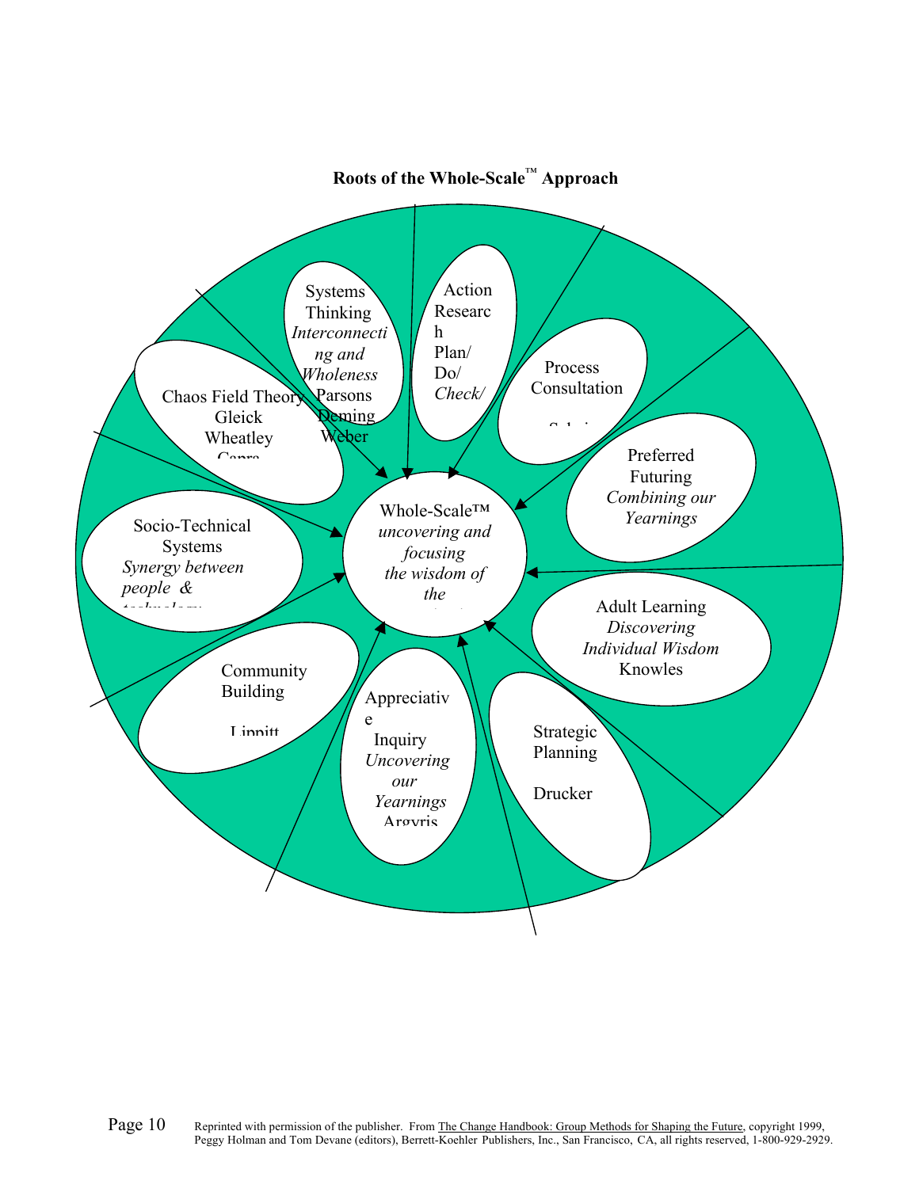**Roots of the Whole-Scale™ Approach**

Systems Thinking
*Interconnecting and Wholeness*
Parsons
Deming
Weber

Action Research
Plan/
Do/
*Check/*

Process Consultation

Preferred Futuring
*Combining our Yearnings*

Chaos Field Theory
Gleick
Wheatley

Whole-Scale™
*uncovering and focusing the wisdom of the*

Socio-Technical Systems
*Synergy between people &*

Adult Learning
*Discovering Individual Wisdom*
Knowles

Community Building

Appreciative Inquiry
*Uncovering our Yearnings*

Strategic Planning

Drucker

Reprinted with permission of the publisher. From The Change Handbook: Group Methods for Shaping the Future, copyright 1999, Peggy Holman and Tom Devane (editors), Berrett-Koehler Publishers, Inc., San Francisco, CA, all rights reserved, 1-800-929-2929.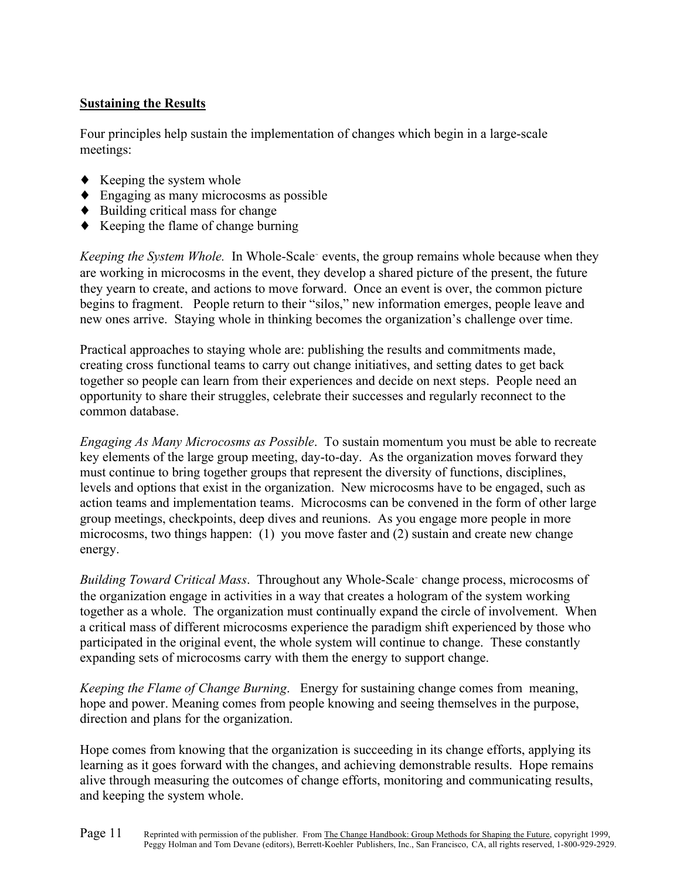**Sustaining the Results**

Four principles help sustain the implementation of changes which begin in a large-scale meetings:

- Keeping the system whole
- Engaging as many microcosms as possible
- Building critical mass for change
- Keeping the flame of change burning

*Keeping the System Whole.* In Whole-Scale™ events, the group remains whole because when they are working in microcosms in the event, they develop a shared picture of the present, the future they yearn to create, and actions to move forward. Once an event is over, the common picture begins to fragment. People return to their "silos," new information emerges, people leave and new ones arrive. Staying whole in thinking becomes the organization's challenge over time.

Practical approaches to staying whole are: publishing the results and commitments made, creating cross functional teams to carry out change initiatives, and setting dates to get back together so people can learn from their experiences and decide on next steps. People need an opportunity to share their struggles, celebrate their successes and regularly reconnect to the common database.

*Engaging As Many Microcosms as Possible*. To sustain momentum you must be able to recreate key elements of the large group meeting, day-to-day. As the organization moves forward they must continue to bring together groups that represent the diversity of functions, disciplines, levels and options that exist in the organization. New microcosms have to be engaged, such as action teams and implementation teams. Microcosms can be convened in the form of other large group meetings, checkpoints, deep dives and reunions. As you engage more people in more microcosms, two things happen: (1) you move faster and (2) sustain and create new change energy.

*Building Toward Critical Mass*. Throughout any Whole-Scale™ change process, microcosms of the organization engage in activities in a way that creates a hologram of the system working together as a whole. The organization must continually expand the circle of involvement. When a critical mass of different microcosms experience the paradigm shift experienced by those who participated in the original event, the whole system will continue to change. These constantly expanding sets of microcosms carry with them the energy to support change.

*Keeping the Flame of Change Burning*. Energy for sustaining change comes from meaning, hope and power. Meaning comes from people knowing and seeing themselves in the purpose, direction and plans for the organization.

Hope comes from knowing that the organization is succeeding in its change efforts, applying its learning as it goes forward with the changes, and achieving demonstrable results. Hope remains alive through measuring the outcomes of change efforts, monitoring and communicating results, and keeping the system whole.

Reprinted with permission of the publisher. From The Change Handbook: Group Methods for Shaping the Future, copyright 1999, Peggy Holman and Tom Devane (editors), Berrett-Koehler Publishers, Inc., San Francisco, CA, all rights reserved, 1-800-929-2929.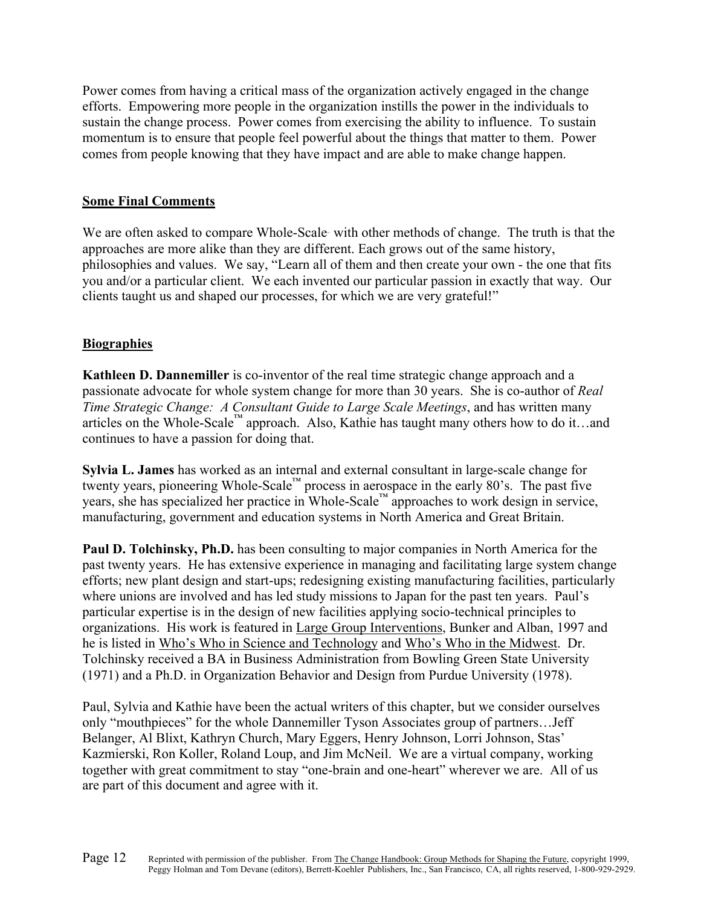Power comes from having a critical mass of the organization actively engaged in the change efforts. Empowering more people in the organization instills the power in the individuals to sustain the change process. Power comes from exercising the ability to influence. To sustain momentum is to ensure that people feel powerful about the things that matter to them. Power comes from people knowing that they have impact and are able to make change happen.

## Some Final Comments

We are often asked to compare Whole-Scale with other methods of change. The truth is that the approaches are more alike than they are different. Each grows out of the same history, philosophies and values. We say, "Learn all of them and then create your own - the one that fits you and/or a particular client. We each invented our particular passion in exactly that way. Our clients taught us and shaped our processes, for which we are very grateful!"

## Biographies

**Kathleen D. Dannemiller** is co-inventor of the real time strategic change approach and a passionate advocate for whole system change for more than 30 years. She is co-author of *Real Time Strategic Change: A Consultant Guide to Large Scale Meetings*, and has written many articles on the Whole-Scale™ approach. Also, Kathie has taught many others how to do it…and continues to have a passion for doing that.

**Sylvia L. James** has worked as an internal and external consultant in large-scale change for twenty years, pioneering Whole-Scale™ process in aerospace in the early 80's. The past five years, she has specialized her practice in Whole-Scale™ approaches to work design in service, manufacturing, government and education systems in North America and Great Britain.

**Paul D. Tolchinsky, Ph.D.** has been consulting to major companies in North America for the past twenty years. He has extensive experience in managing and facilitating large system change efforts; new plant design and start-ups; redesigning existing manufacturing facilities, particularly where unions are involved and has led study missions to Japan for the past ten years. Paul's particular expertise is in the design of new facilities applying socio-technical principles to organizations. His work is featured in Large Group Interventions, Bunker and Alban, 1997 and he is listed in Who's Who in Science and Technology and Who's Who in the Midwest. Dr. Tolchinsky received a BA in Business Administration from Bowling Green State University (1971) and a Ph.D. in Organization Behavior and Design from Purdue University (1978).

Paul, Sylvia and Kathie have been the actual writers of this chapter, but we consider ourselves only "mouthpieces" for the whole Dannemiller Tyson Associates group of partners…Jeff Belanger, Al Blixt, Kathryn Church, Mary Eggers, Henry Johnson, Lorri Johnson, Stas' Kazmierski, Ron Koller, Roland Loup, and Jim McNeil. We are a virtual company, working together with great commitment to stay "one-brain and one-heart" wherever we are. All of us are part of this document and agree with it.

Reprinted with permission of the publisher. From The Change Handbook: Group Methods for Shaping the Future, copyright 1999, Peggy Holman and Tom Devane (editors), Berrett-Koehler Publishers, Inc., San Francisco, CA, all rights reserved, 1-800-929-2929.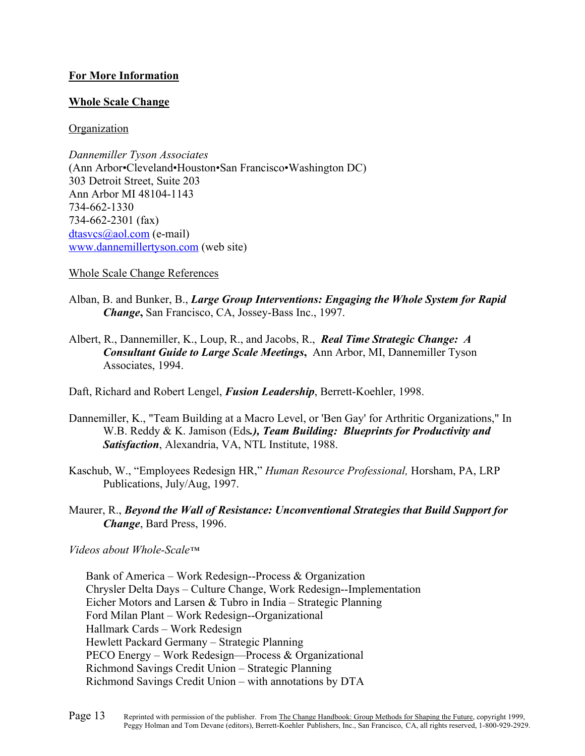**For More Information**

**Whole Scale Change**

Organization

*Dannemiller Tyson Associates*
(Ann Arbor•Cleveland•Houston•San Francisco•Washington DC)
303 Detroit Street, Suite 203
Ann Arbor MI 48104-1143
734-662-1330
734-662-2301 (fax)
dtasvcs@aol.com (e-mail)
www.dannemillertyson.com (web site)

Whole Scale Change References

Alban, B. and Bunker, B., ***Large Group Interventions: Engaging the Whole System for Rapid Change*****,** San Francisco, CA, Jossey-Bass Inc., 1997.

Albert, R., Dannemiller, K., Loup, R., and Jacobs, R., ***Real Time Strategic Change: A Consultant Guide to Large Scale Meetings*****,** Ann Arbor, MI, Dannemiller Tyson Associates, 1994.

Daft, Richard and Robert Lengel, ***Fusion Leadership***, Berrett-Koehler, 1998.

Dannemiller, K., "Team Building at a Macro Level, or 'Ben Gay' for Arthritic Organizations," In W.B. Reddy & K. Jamison (Eds***.), Team Building: Blueprints for Productivity and Satisfaction***, Alexandria, VA, NTL Institute, 1988.

Kaschub, W., "Employees Redesign HR," *Human Resource Professional,* Horsham, PA, LRP Publications, July/Aug, 1997.

Maurer, R., ***Beyond the Wall of Resistance: Unconventional Strategies that Build Support for Change***, Bard Press, 1996.

*Videos about Whole-Scale™*

Bank of America – Work Redesign--Process & Organization
Chrysler Delta Days – Culture Change, Work Redesign--Implementation
Eicher Motors and Larsen & Tubro in India – Strategic Planning
Ford Milan Plant – Work Redesign--Organizational
Hallmark Cards – Work Redesign
Hewlett Packard Germany – Strategic Planning
PECO Energy – Work Redesign—Process & Organizational
Richmond Savings Credit Union – Strategic Planning
Richmond Savings Credit Union – with annotations by DTA

Reprinted with permission of the publisher. From The Change Handbook: Group Methods for Shaping the Future, copyright 1999, Peggy Holman and Tom Devane (editors), Berrett-Koehler Publishers, Inc., San Francisco, CA, all rights reserved, 1-800-929-2929.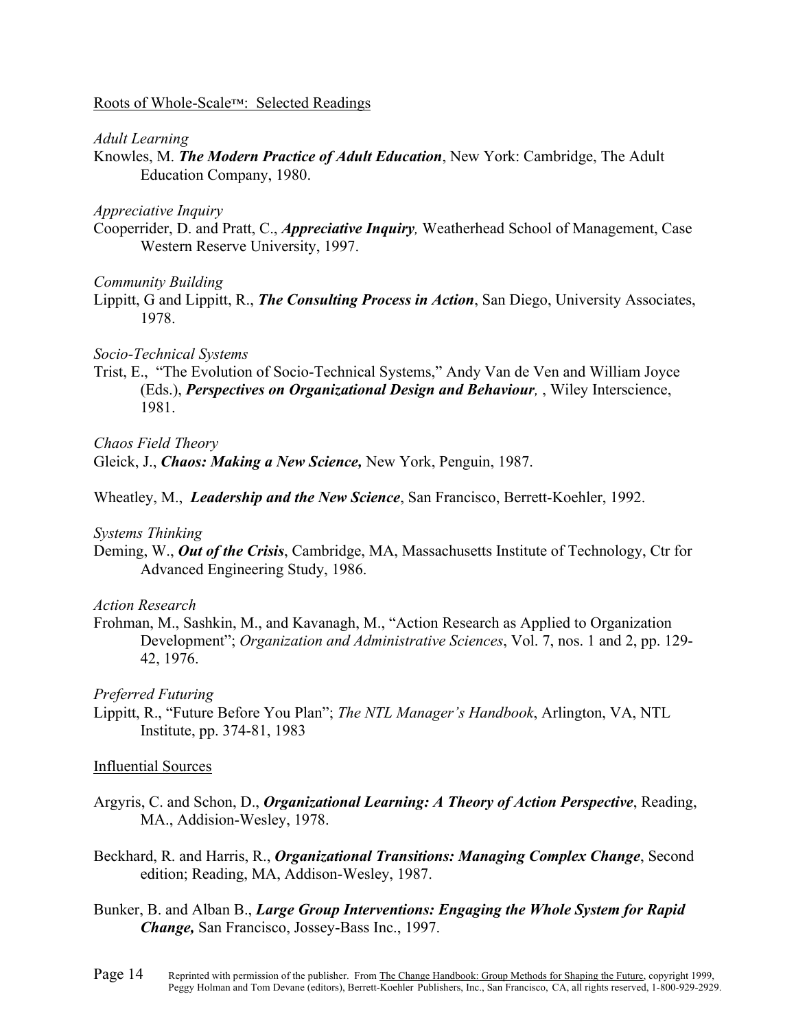Roots of Whole-Scale™: Selected Readings

*Adult Learning*

Knowles, M. ***The Modern Practice of Adult Education***, New York: Cambridge, The Adult Education Company, 1980.

*Appreciative Inquiry*

Cooperrider, D. and Pratt, C., ***Appreciative Inquiry,*** Weatherhead School of Management, Case Western Reserve University, 1997.

*Community Building*

Lippitt, G and Lippitt, R., ***The Consulting Process in Action***, San Diego, University Associates, 1978.

*Socio-Technical Systems*

Trist, E., "The Evolution of Socio-Technical Systems," Andy Van de Ven and William Joyce (Eds.), ***Perspectives on Organizational Design and Behaviour,*** , Wiley Interscience, 1981.

*Chaos Field Theory*

Gleick, J., ***Chaos: Making a New Science,*** New York, Penguin, 1987.

Wheatley, M., ***Leadership and the New Science***, San Francisco, Berrett-Koehler, 1992.

*Systems Thinking*

Deming, W., ***Out of the Crisis***, Cambridge, MA, Massachusetts Institute of Technology, Ctr for Advanced Engineering Study, 1986.

*Action Research*

Frohman, M., Sashkin, M., and Kavanagh, M., "Action Research as Applied to Organization Development"; *Organization and Administrative Sciences*, Vol. 7, nos. 1 and 2, pp. 129-42, 1976.

*Preferred Futuring*

Lippitt, R., "Future Before You Plan"; *The NTL Manager's Handbook*, Arlington, VA, NTL Institute, pp. 374-81, 1983

Influential Sources

Argyris, C. and Schon, D., ***Organizational Learning: A Theory of Action Perspective***, Reading, MA., Addision-Wesley, 1978.

Beckhard, R. and Harris, R., ***Organizational Transitions: Managing Complex Change***, Second edition; Reading, MA, Addison-Wesley, 1987.

Bunker, B. and Alban B., ***Large Group Interventions: Engaging the Whole System for Rapid Change,*** San Francisco, Jossey-Bass Inc., 1997.

Reprinted with permission of the publisher. From The Change Handbook: Group Methods for Shaping the Future, copyright 1999, Peggy Holman and Tom Devane (editors), Berrett-Koehler Publishers, Inc., San Francisco, CA, all rights reserved, 1-800-929-2929.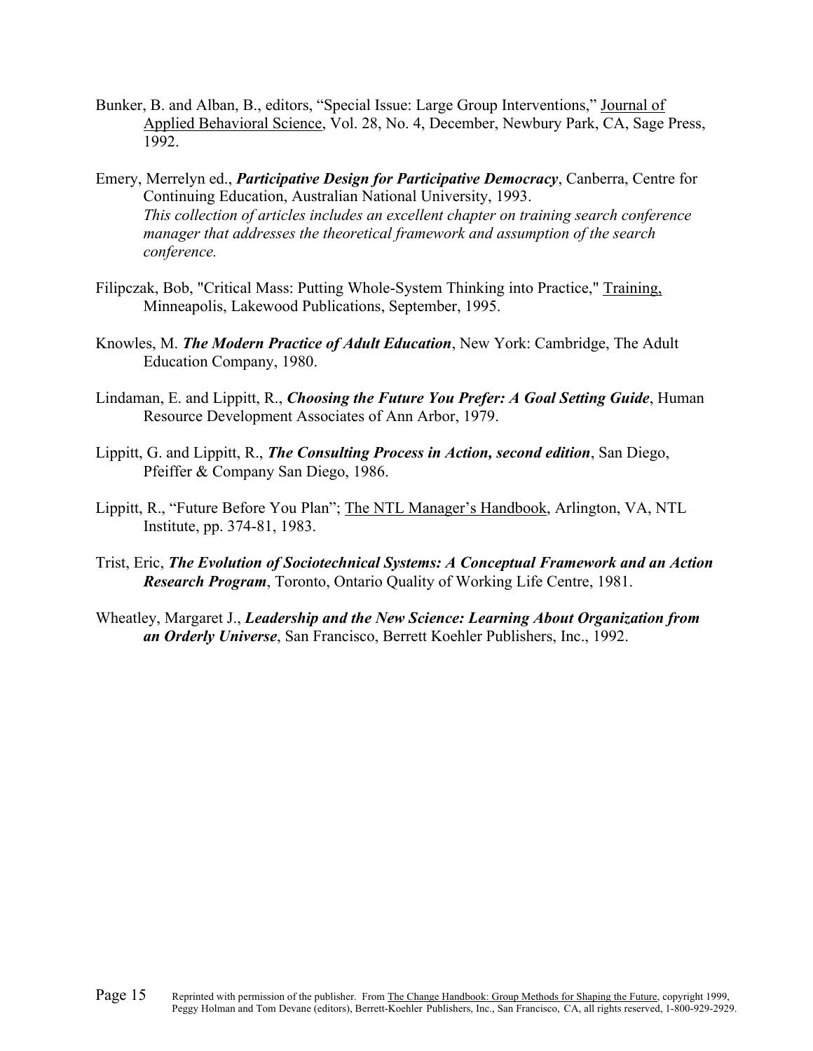Bunker, B. and Alban, B., editors, "Special Issue: Large Group Interventions," Journal of Applied Behavioral Science, Vol. 28, No. 4, December, Newbury Park, CA, Sage Press, 1992.

Emery, Merrelyn ed., ***Participative Design for Participative Democracy***, Canberra, Centre for Continuing Education, Australian National University, 1993.
*This collection of articles includes an excellent chapter on training search conference manager that addresses the theoretical framework and assumption of the search conference.*

Filipczak, Bob, "Critical Mass: Putting Whole-System Thinking into Practice," Training, Minneapolis, Lakewood Publications, September, 1995.

Knowles, M. ***The Modern Practice of Adult Education***, New York: Cambridge, The Adult Education Company, 1980.

Lindaman, E. and Lippitt, R., ***Choosing the Future You Prefer: A Goal Setting Guide***, Human Resource Development Associates of Ann Arbor, 1979.

Lippitt, G. and Lippitt, R., ***The Consulting Process in Action, second edition***, San Diego, Pfeiffer & Company San Diego, 1986.

Lippitt, R., "Future Before You Plan"; The NTL Manager's Handbook, Arlington, VA, NTL Institute, pp. 374-81, 1983.

Trist, Eric, ***The Evolution of Sociotechnical Systems: A Conceptual Framework and an Action Research Program***, Toronto, Ontario Quality of Working Life Centre, 1981.

Wheatley, Margaret J., ***Leadership and the New Science: Learning About Organization from an Orderly Universe***, San Francisco, Berrett Koehler Publishers, Inc., 1992.

Reprinted with permission of the publisher. From The Change Handbook: Group Methods for Shaping the Future, copyright 1999, Peggy Holman and Tom Devane (editors), Berrett-Koehler Publishers, Inc., San Francisco, CA, all rights reserved, 1-800-929-2929.